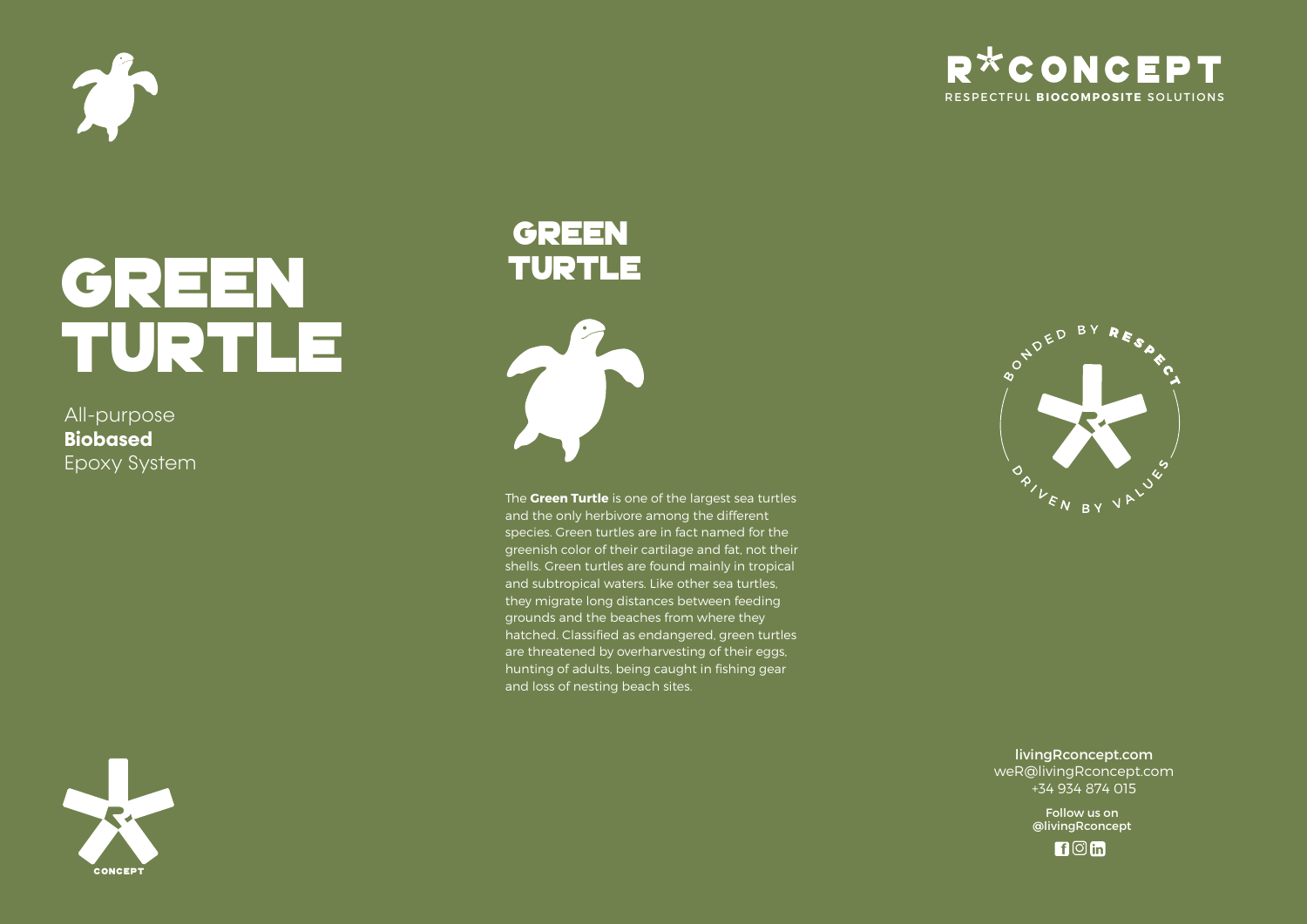R*CONCEPT
RESPECTFUL **BIOCOMPOSITE** SOLUTIONS

# GREEN TURTLE

All-purpose
**Biobased**
Epoxy System

## GREEN TURTLE

The **Green Turtle** is one of the largest sea turtles and the only herbivore among the different species. Green turtles are in fact named for the greenish color of their cartilage and fat, not their shells. Green turtles are found mainly in tropical and subtropical waters. Like other sea turtles, they migrate long distances between feeding grounds and the beaches from where they hatched. Classified as endangered, green turtles are threatened by overharvesting of their eggs, hunting of adults, being caught in fishing gear and loss of nesting beach sites.

BONDED BY RESPECT
DRIVEN BY VALUES

livingRconcept.com
weR@livingRconcept.com
+34 934 874 015

Follow us on
@livingRconcept

CONCEPT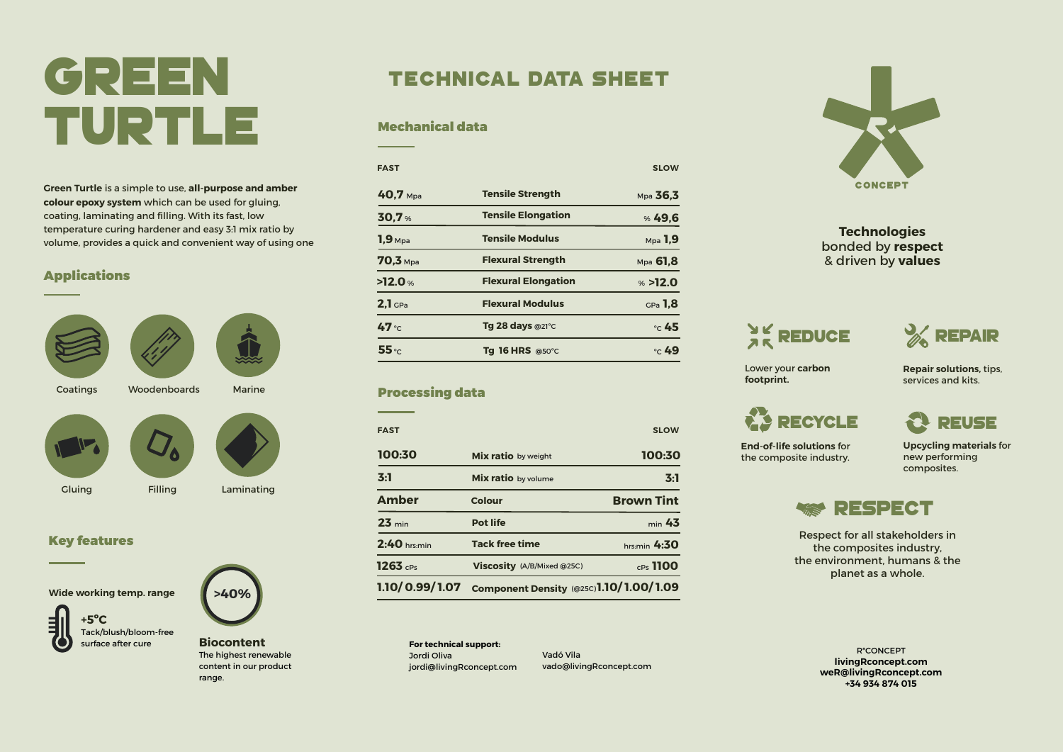# GREEN TURTLE

**Green Turtle** is a simple to use, **all-purpose and amber colour epoxy system** which can be used for gluing, coating, laminating and filling. With its fast, low temperature curing hardener and easy 3:1 mix ratio by volume, provides a quick and convenient way of using one

## Applications

- Coatings
- Woodenboards
- Marine
- Gluing
- Filling
- Laminating

## Key features

**Wide working temp. range**

**+5°C**
Tack/blush/bloom-free surface after cure

**>40%**

**Biocontent**
The highest renewable content in our product range.

# TECHNICAL DATA SHEET

## Mechanical data

| FAST | | SLOW |
|---|---|---|
| 40,7 Mpa | **Tensile Strength** | Mpa 36,3 |
| 30,7 % | **Tensile Elongation** | % 49,6 |
| 1,9 Mpa | **Tensile Modulus** | Mpa 1,9 |
| 70,3 Mpa | **Flexural Strength** | Mpa 61,8 |
| >12.0 % | **Flexural Elongation** | % >12.0 |
| 2,1 GPa | **Flexural Modulus** | GPa 1,8 |
| 47 °C | **Tg 28 days** @21°C | °C 45 |
| 55 °C | **Tg 16 HRS** @50°C | °C 49 |

## Processing data

| FAST | | SLOW |
|---|---|---|
| 100:30 | **Mix ratio** by weight | 100:30 |
| 3:1 | **Mix ratio** by volume | 3:1 |
| Amber | **Colour** | Brown Tint |
| 23 min | **Pot life** | min 43 |
| 2:40 hrs:min | **Tack free time** | hrs:min 4:30 |
| 1263 cPs | **Viscosity** (A/B/Mixed @25C) | cPs 1100 |
| 1.10/ 0.99/1.07 | **Component Density** (@25C) | 1.10/ 1.00/ 1.09 |

**For technical support:**
Jordi Oliva
jordi@livingRconcept.com

Vadó Vila
vado@livingRconcept.com

R CONCEPT

**Technologies**
bonded by **respect**
& driven by **values**

**REDUCE**
Lower your **carbon footprint.**

**REPAIR**
**Repair solutions**, tips, services and kits.

**RECYCLE**
**End-of-life solutions** for the composite industry.

**REUSE**
**Upcycling materials** for new performing composites.

**RESPECT**
Respect for all stakeholders in the composites industry, the environment, humans & the planet as a whole.

R*CONCEPT
**livingRconcept.com**
**weR@livingRconcept.com**
**+34 934 874 015**